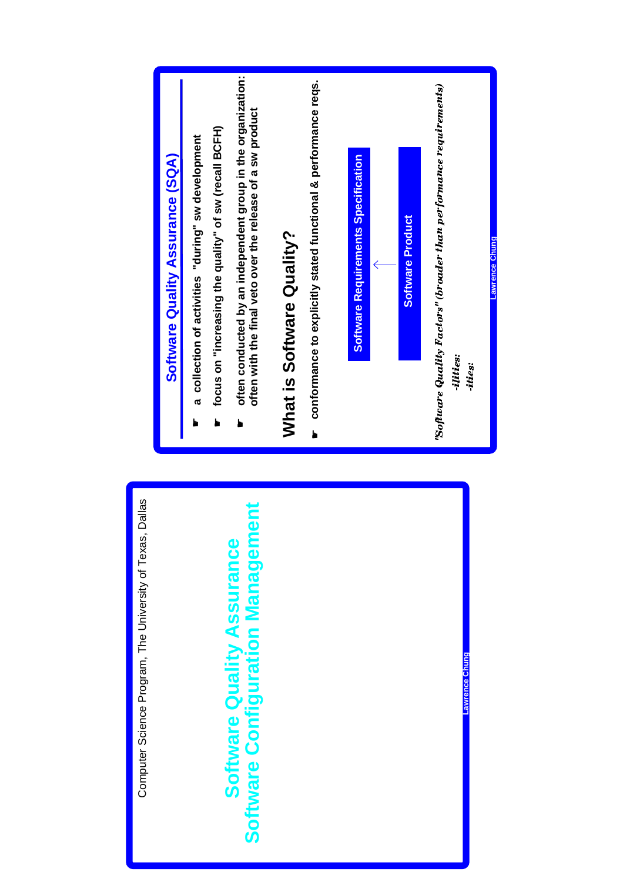Computer Science Program, The University of Texas, Dallas

# Software Quality Assurance
# Software Configuration Management

---

## Software Quality Assurance (SQA)

- a collection of activities "during" sw development
- focus on "increasing the quality" of sw (recall BCFH)
- often conducted by an independent group in the organization: often with the final veto over the release of a sw product

## What is Software Quality?

- conformance to explicitly stated functional & performance reqs.

Software Requirements Specification

←

Software Product

*"Software Quality Factors" (broader than performance requirements)*

*-ilities:*

*-ities:*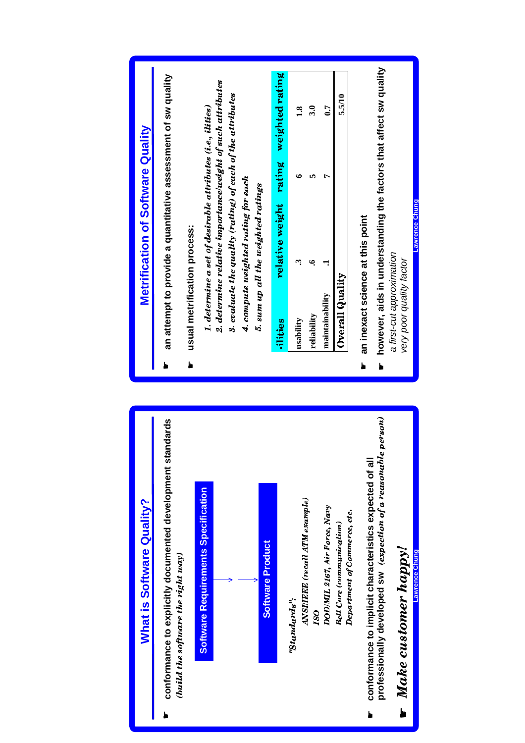# What is Software Quality?

- conformance to explicitly documented development standards
  *(build the software the right way)*

**Software Requirements Specification** → → **Software Product**

*"Standards":*
- *ANSI/IEEE (recall ATM example)*
- *ISO*
- *DOD/MIL 2167, Air Force, Navy*
- *Bell Core (communication)*
- *Department of Commerce, etc.*

- conformance to implicit characteristics expected of all professionally developed sw *(expection of a reasonable person)*
- ***Make customer happy!***

# Metrification of Software Quality

- an attempt to provide a quantitative assessment of sw quality
- usual metrification process:
  1. *determine a set of desirable attributes (i.e., ilities)*
  2. *determine relative importance/weight of such attributes*
  3. *evaluate the quality (rating) of each of the attributes*
  4. *compute weighted rating for each*
  5. *sum up all the weighted ratings*

| -ilities | relative weight | rating | weighted rating |
|---|---|---|---|
| usability | .3 | 6 | 1.8 |
| reliability | .6 | 5 | 3.0 |
| maintainability | .1 | 7 | 0.7 |
| **Overall Quality** | | | 5.5/10 |

- an inexact science at this point
- however, aids in understanding the factors that affect sw quality
  *a first-cut approximation*
  *very poor quality factor*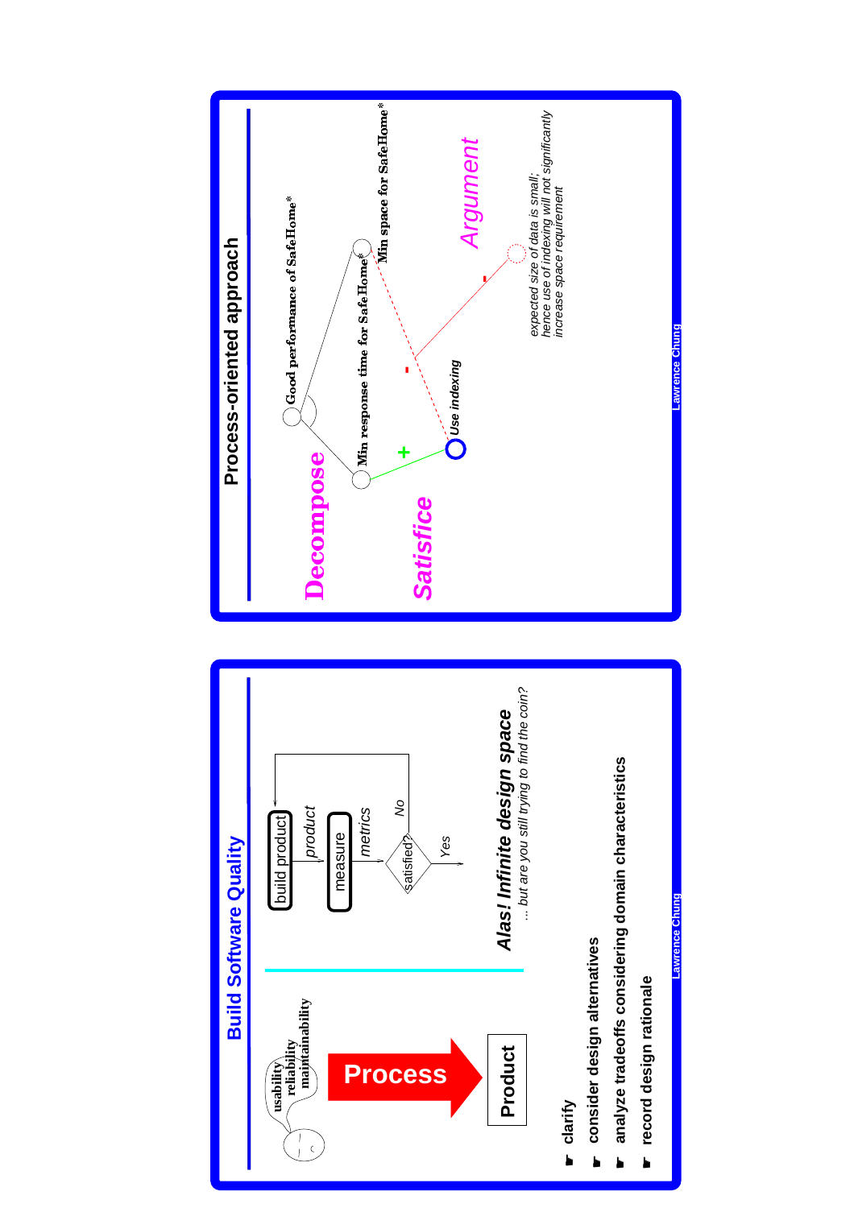## Build Software Quality

usability
reliability
maintainability

**Process** → **Product**

build product → *product* → measure → *metrics* → satisfied? → *Yes* / *No* (back to build product)

***Alas! Infinite design space***
*... but are you still trying to find the coin?*

- clarify
- consider design alternatives
- analyze tradeoffs considering domain characteristics
- record design rationale

## Process-oriented approach

**Decompose**

**Satisfice**

*Argument*

Good performance of SafeHome*

Min response time for SafeHome*

Min space for SafeHome*

*Use indexing*

+

-

-

*expected size of data is small; hence use of indexing will not significantly increase space requirement*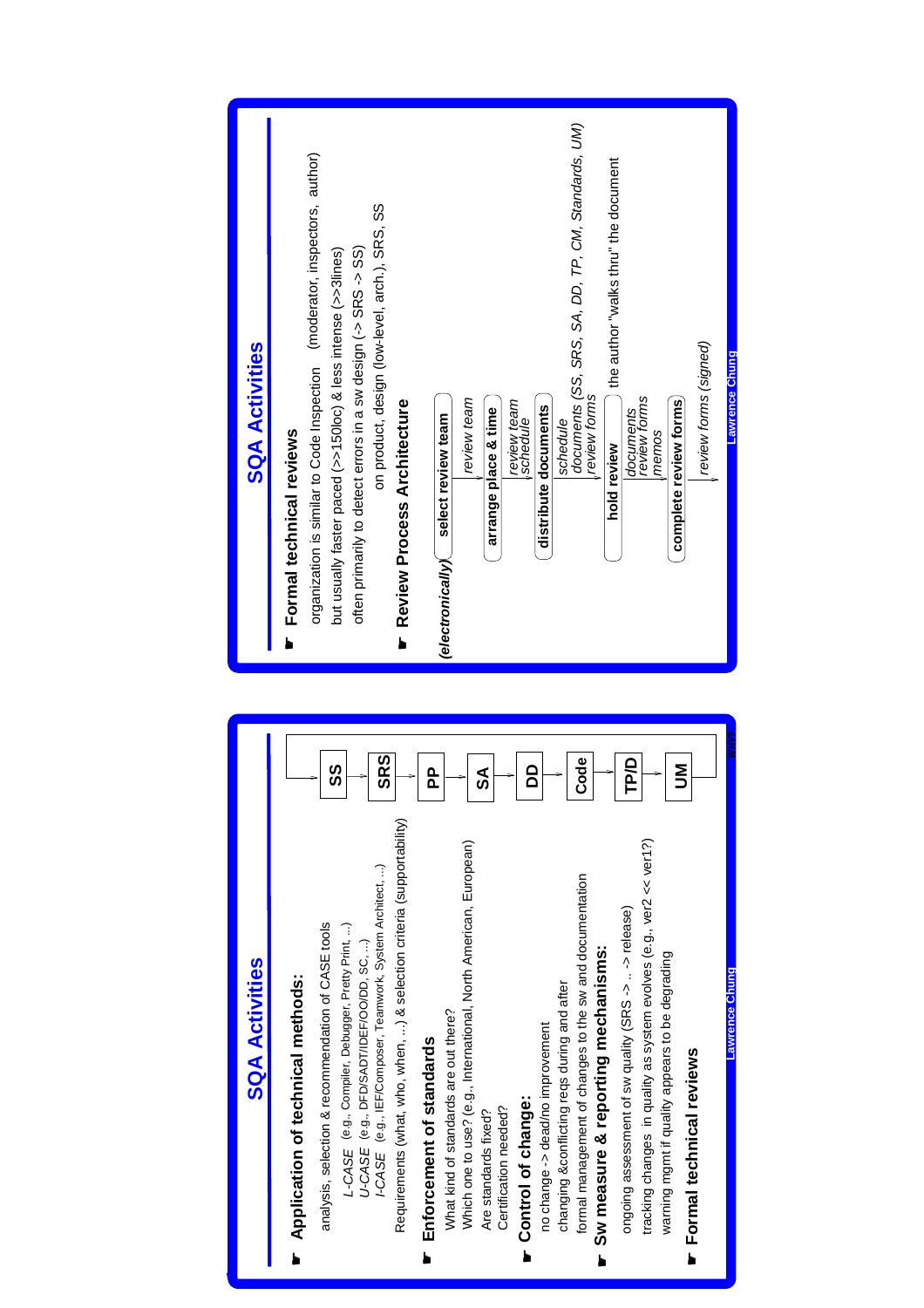# SQA Activities

- **Application of technical methods:**
  - analysis, selection & recommendation of CASE tools
    - *L-CASE* (e.g., Compiler, Debugger, Pretty Print, ...)
    - *U-CASE* (e.g., DFD/SADT/IDEF/OO/DD, SC,...)
    - *I-CASE* (e.g., IEF/Composer, Teamwork, System Architect, ...)
  - Requirements (what, who, when, ...) & selection criteria (supportability)
- **Enforcement of standards**
  - What kind of standards are out there?
  - Which one to use? (e.g., International, North American, European)
  - Are standards fixed?
  - Certification needed?
- **Control of change:**
  - no change -> dead/no improvement
  - changing &conflicting reqs during and after
  - formal management of changes to the sw and documentation
- **Sw measure & reporting mechanisms:**
  - ongoing assessment of sw quality (SRS -> .. -> release)
  - tracking changes in quality as system evolves (e.g., ver2 << ver1?)
  - warning mgmt if quality appears to be degrading
- **Formal technical reviews**

SS → SRS → PP → SA → DD → Code → TP/D → UM

# SQA Activities

- **Formal technical reviews**
  - organization is similar to Code Inspection (moderator, inspectors, author)
  - but usually faster paced (>>150loc) & less intense (>>3lines)
  - often primarily to detect errors in a sw design (-> SRS -> SS)
  - on product, design (low-level, arch.), SRS, SS
- **Review Process Architecture**

(*electronically*)

- **select review team** → *review team*
- **arrange place & time** → *review team*, *schedule*
- **distribute documents** → *schedule*, *documents (SS, SRS, SA, DD, TP, CM, Standards, UM)*, *review forms*
- **hold review** (the author "walks thru" the document) → *documents*, *review forms*, *memos*
- **complete review forms** → *review forms (signed)*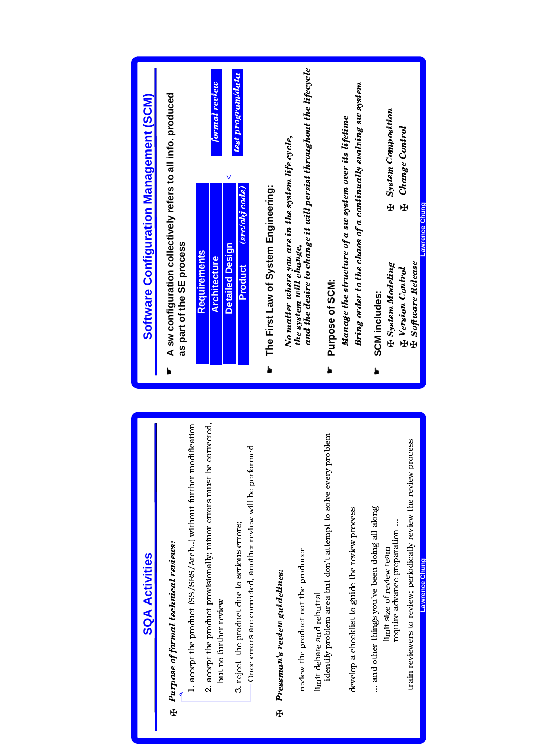## SQA Activities

- ***Purpose of formal technical reviews:***
  1. accept the product (SS/SRS/Arch..) without further modification
  2. accept the product provisionally; minor errors must be corrected, but no further review
  3. reject the product due to serious errors; Once errors are corrected, another review will be performed

- ***Pressman's review guidelines:***

  review the product not the producer

  limit debate and rebuttal
  identify problem area but don't attempt to solve every problem

  develop a checklist to guide the review process

  ... and other things you've been doing all along
  - limit size of review team
  - require advance preparation ...

  train reviewers to review; periodically review the review process

## Software Configuration Management (SCM)

- A sw configuration collectively refers to all info. produced as part of the SE process

  | |
  |---|
  | Requirements |
  | Architecture |
  | Detailed Design |
  | Product (src/obj code) |

  *formal review*

  *test program/data*

- The First Law of System Engineering:

  ***No matter where you are in the system life cycle, the system will change, and the desire to change it will persist throughout the lifecycle***

- Purpose of SCM:

  ***Manage the structure of a sw system over its lifetime***

  ***Bring order to the chaos of a continually evolving sw system***

- SCM includes:
  - ***System Modeling***
  - ***Version Control***
  - ***Software Release***
  - ***System Composition***
  - ***Change Control***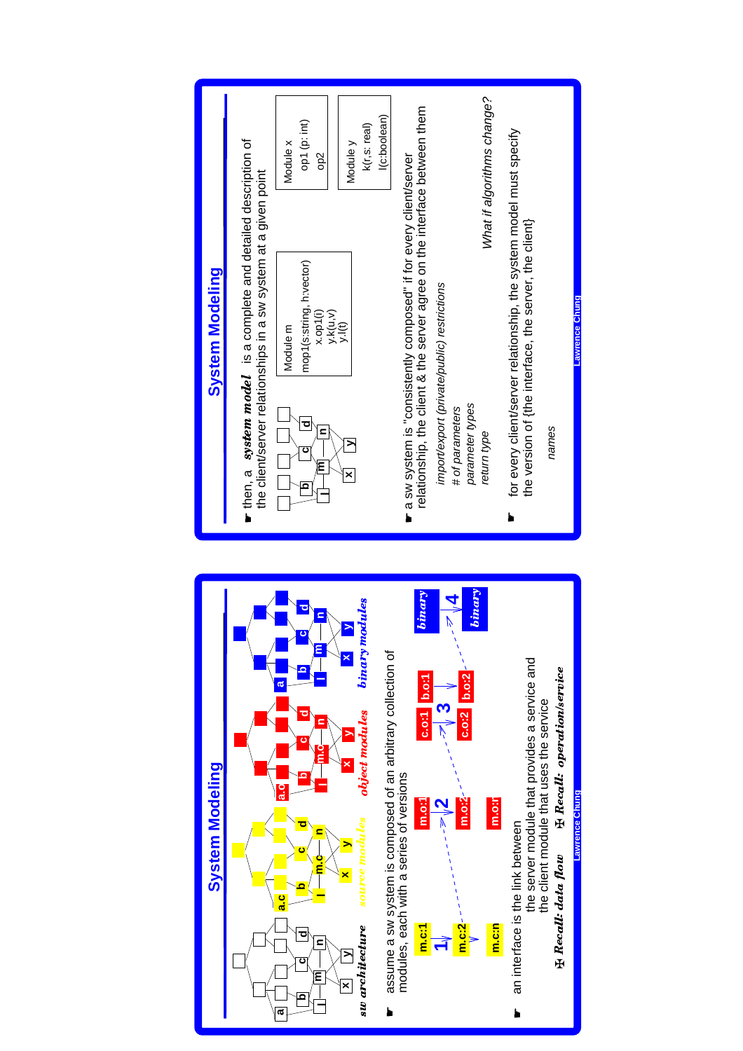## System Modeling

*sw architecture* — *source modules* — *object modules* — *binary modules*

- assume a sw system is composed of an arbitrary collection of modules, each with a series of versions

m.c:1 → 1 → m.c:2 … m.c:n — m.o:1 → 2 → m.o:2 … m.o:n — c.o:1, b.o:1 → 3 → c.o:2, b.o:2 — *binary* → 4 → *binary*

- an interface is the link between
  - the server module that provides a service and
  - the client module that uses the service

✠ ***Recall: data flow*** ✠ ***Recall: operation/service***

## System Modeling

- then, a ***system model*** is a complete and detailed description of the client/server relationships in a sw system at a given point

```
Module m
mop1(s:string, h:vector)
    x.op1()
    y.k(u,v)
    y.l(t)
```

```
Module x
    op1 (p: int)
    op2
```

```
Module y
    k(r,s: real)
    l(c:boolean)
```

- a sw system is "consistently composed" if for every client/server relationship, the client & the server agree on the interface between them
  - *import/export (private/public) restrictions*
  - *# of parameters*
  - *parameter types*
  - *return type*

  *What if algorithms change?*

- for every client/server relationship, the system model must specify the version of {the interface, the server, the client}
  - *names*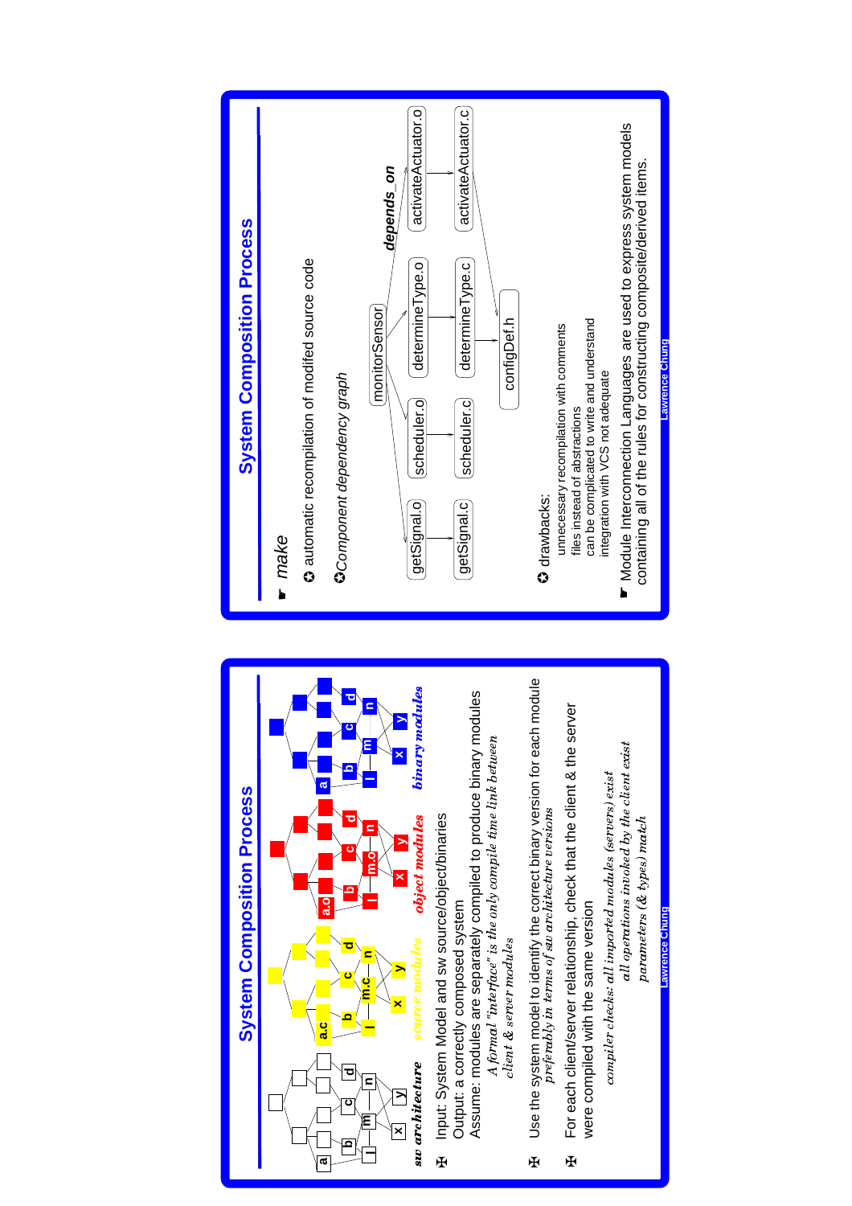# System Composition Process

*sw architecture* — *source modules* — *object modules* — *binary modules*

- Input: System Model and sw source/object/binaries
  Output: a correctly composed system
  Assume: modules are separately compiled to produce binary modules
  *A formal "interface" is the only compile time link between client & server modules*
- Use the system model to identify the correct binary version for each module
  *preferably in terms of sw architecture versions*
- For each client/server relationship, check that the client & the server were compiled with the same version
  *compiler checks: all imported modules (servers) exist*
  *all operations invoked by the client exist*
  *parameters (& types) match*

# System Composition Process

- *make*
  - automatic recompilation of modifed source code
  - *Component dependency graph*

*depends_on*

| Object | Source |
|---|---|
| monitorSensor | |
| getSignal.o | getSignal.c |
| scheduler.o | scheduler.c |
| determineType.o | determineType.c |
| activateActuator.o | activateActuator.c |
| | configDef.h |

  - drawbacks:
    - unnecessary recompilation with comments
    - files instead of abstractions
    - can be complicated to write and understand
    - integration with VCS not adequate
- Module Interconnection Languages are used to express system models containing all of the rules for constructing composite/derived items.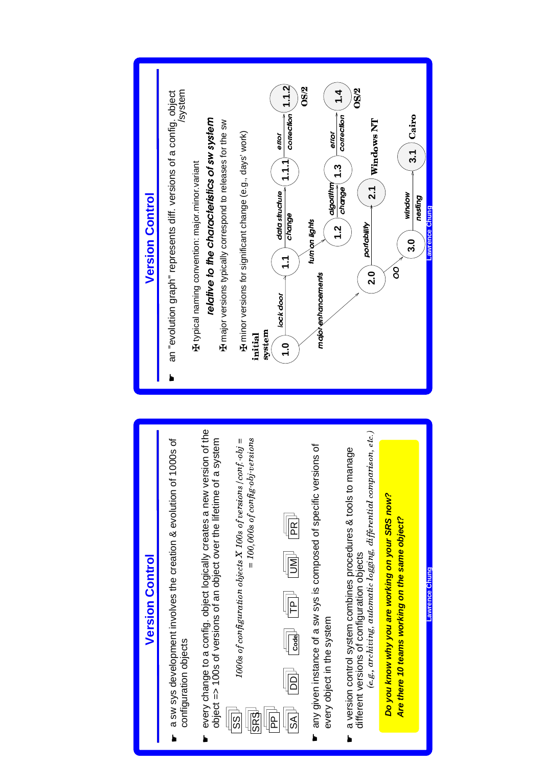# Version Control

- a sw sys development involves the creation & evolution of 1000s of configuration objects
- every change to a config. object logically creates a new version of the object => 100s of versions of an object over the lifetime of a system

  *1000s of configuration objects X 100s of versions / conf.-obj = 100,000s of config-obj-versions*

  SS, SRS, PP, SA, DD, Code, TP, UM, PR

- any given instance of a sw sys is composed of specific versions of every object in the system
- a version control system combines procedures & tools to manage different versions of configuration objects

  *(e.g., archiving, automatic logging, differential comparison, etc.)*

***Do you know why you are working on your SRS now? Are there 10 teams working on the same object?***

# Version Control

- an "evolution graph" represents diff. versions of a config. object /system
  - typical naming convention: major.minor.variant
  - ***relative to the characteristics of sw system***
  - major versions typically correspond to releases for the sw
  - minor versions for significant change (e.g., days' work)

**initial system**: 1.0 —*lock door*→ 1.1 —*data structure change*→ 1.1.1 —*error correction*→ 1.1.2 (OS/2)

1.1 —*turn on lights*→ 1.2 —*algorithm change*→ 1.3 —*error correction*→ 1.4 (OS/2)

1.0 —*major enhancements*→ 2.0 —*portability*→ 2.1 (Windows NT)

2.0 —*OO*→ 3.0 —*window nesting*→ 3.1 (Cairo)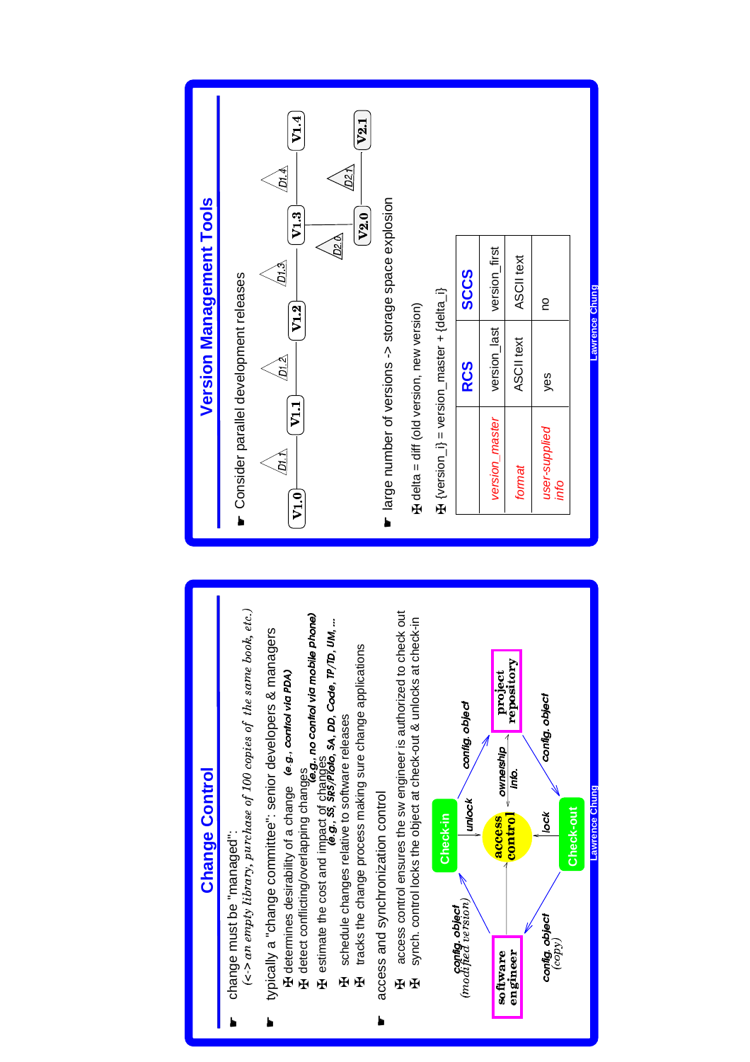## Change Control

- change must be "managed":
  *(<-> an empty library, purchase of 100 copies of the same book, etc.)*
- typically a "change committee": senior developers & managers
  - determines desirability of a change *(e.g., control via PDA)*
  - detect conflicting/overlapping changes *(e.g., no control via mobile phone)*
  - estimate the cost and impact of changes *(e.g., SS, SRS/PIoIO, SA, DD, Code, TP/TD, UM, ...)*
  - schedule changes relative to software releases
  - tracks the change process making sure change applications
- access and synchronization control
  - access control ensures the sw engineer is authorized to check out
  - synch. control locks the object at check-out & unlocks at check-in

software engineer
config. object *(modified version)*
Check-in
unlock
config. object
access control
ownership info.
project repository
lock
Check-out
config. object
config. object *(copy)*

## Version Management Tools

- Consider parallel development releases

V1.0
D1.1
V1.1
D1.2
V1.2
D1.3
V1.3
D1.4
V1.4
D2.0
V2.0
D2.1
V2.1

- large number of versions -> storage space explosion
  - delta = diff (old version, new version)
  - {version_i} = version_master + {delta_i}

| | RCS | SCCS |
|---|---|---|
| *version_master* | version_last | version_first |
| *format* | ASCII text | ASCII text |
| *user-supplied info* | yes | no |